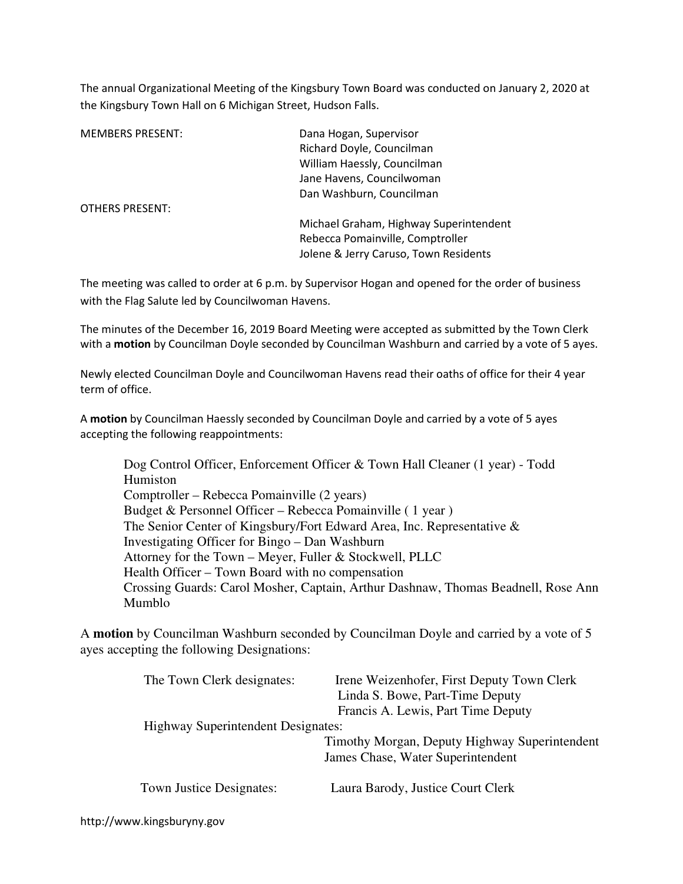The annual Organizational Meeting of the Kingsbury Town Board was conducted on January 2, 2020 at the Kingsbury Town Hall on 6 Michigan Street, Hudson Falls.

| MEMBERS PRESENT: | Dana Hogan, Supervisor |
| --- | --- |
| | Richard Doyle, Councilman |
| | William Haessly, Councilman |
| | Jane Havens, Councilwoman |
| | Dan Washburn, Councilman |
| OTHERS PRESENT: | |
| | Michael Graham, Highway Superintendent |
| | Rebecca Pomainville, Comptroller |
| | Jolene & Jerry Caruso, Town Residents |

The meeting was called to order at 6 p.m. by Supervisor Hogan and opened for the order of business with the Flag Salute led by Councilwoman Havens.

The minutes of the December 16, 2019 Board Meeting were accepted as submitted by the Town Clerk with a **motion** by Councilman Doyle seconded by Councilman Washburn and carried by a vote of 5 ayes.

Newly elected Councilman Doyle and Councilwoman Havens read their oaths of office for their 4 year term of office.

A **motion** by Councilman Haessly seconded by Councilman Doyle and carried by a vote of 5 ayes accepting the following reappointments:

Dog Control Officer, Enforcement Officer & Town Hall Cleaner (1 year) - Todd Humiston
Comptroller – Rebecca Pomainville (2 years)
Budget & Personnel Officer – Rebecca Pomainville ( 1 year )
The Senior Center of Kingsbury/Fort Edward Area, Inc. Representative & Investigating Officer for Bingo – Dan Washburn
Attorney for the Town – Meyer, Fuller & Stockwell, PLLC
Health Officer – Town Board with no compensation
Crossing Guards: Carol Mosher, Captain, Arthur Dashnaw, Thomas Beadnell, Rose Ann Mumblo

A **motion** by Councilman Washburn seconded by Councilman Doyle and carried by a vote of 5 ayes accepting the following Designations:

| The Town Clerk designates: | Irene Weizenhofer, First Deputy Town Clerk |
| --- | --- |
| | Linda S. Bowe, Part-Time Deputy |
| | Francis A. Lewis, Part Time Deputy |
| Highway Superintendent Designates: | |
| | Timothy Morgan, Deputy Highway Superintendent |
| | James Chase, Water Superintendent |
| Town Justice Designates: | Laura Barody, Justice Court Clerk |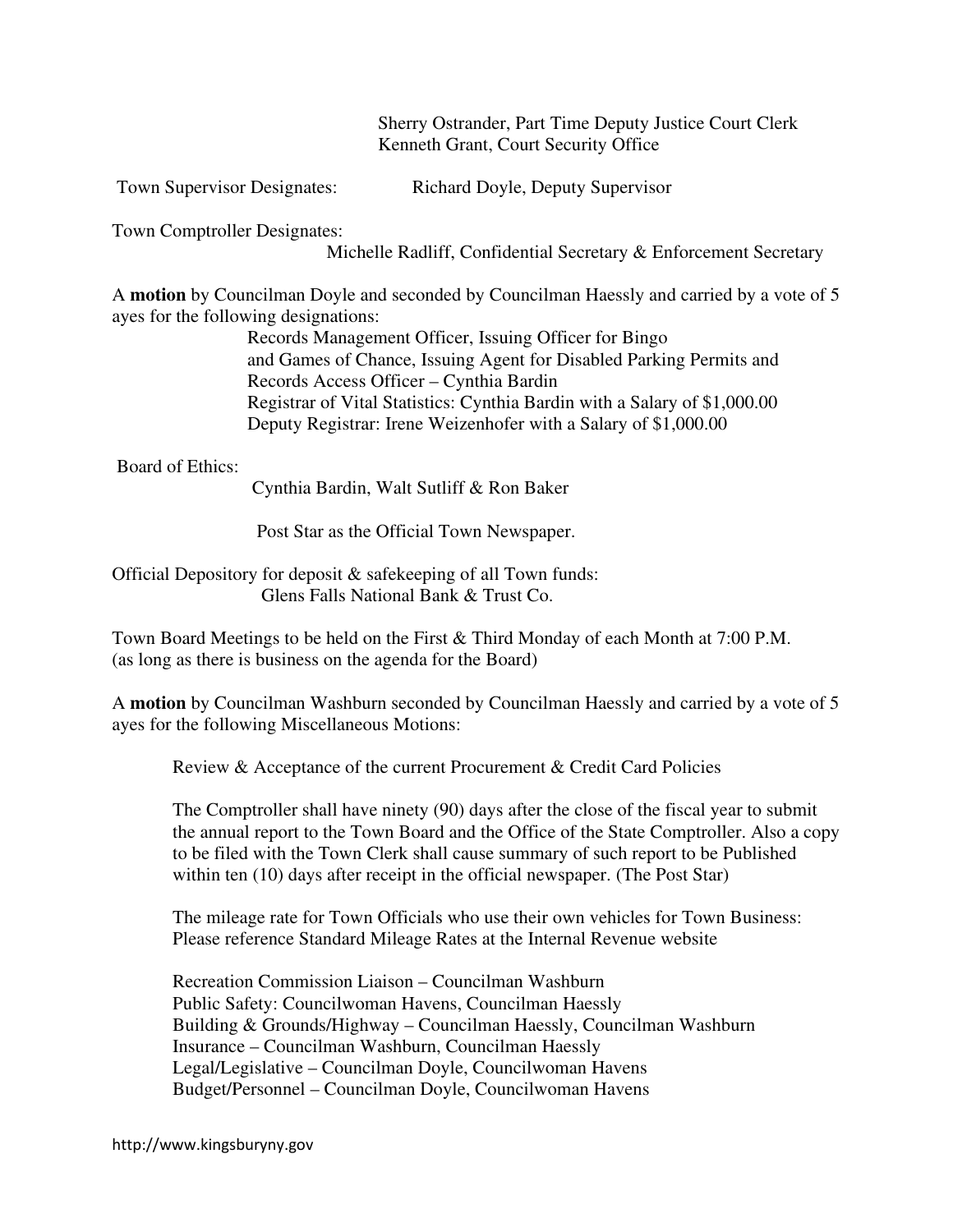Sherry Ostrander, Part Time Deputy Justice Court Clerk
Kenneth Grant, Court Security Office

Town Supervisor Designates: Richard Doyle, Deputy Supervisor

Town Comptroller Designates:
Michelle Radliff, Confidential Secretary & Enforcement Secretary

A **motion** by Councilman Doyle and seconded by Councilman Haessly and carried by a vote of 5 ayes for the following designations:

Records Management Officer, Issuing Officer for Bingo and Games of Chance, Issuing Agent for Disabled Parking Permits and Records Access Officer – Cynthia Bardin
Registrar of Vital Statistics: Cynthia Bardin with a Salary of $1,000.00
Deputy Registrar: Irene Weizenhofer with a Salary of $1,000.00

Board of Ethics:
Cynthia Bardin, Walt Sutliff & Ron Baker

Post Star as the Official Town Newspaper.

Official Depository for deposit & safekeeping of all Town funds:
Glens Falls National Bank & Trust Co.

Town Board Meetings to be held on the First & Third Monday of each Month at 7:00 P.M. (as long as there is business on the agenda for the Board)

A **motion** by Councilman Washburn seconded by Councilman Haessly and carried by a vote of 5 ayes for the following Miscellaneous Motions:

Review & Acceptance of the current Procurement & Credit Card Policies

The Comptroller shall have ninety (90) days after the close of the fiscal year to submit the annual report to the Town Board and the Office of the State Comptroller. Also a copy to be filed with the Town Clerk shall cause summary of such report to be Published within ten (10) days after receipt in the official newspaper. (The Post Star)

The mileage rate for Town Officials who use their own vehicles for Town Business: Please reference Standard Mileage Rates at the Internal Revenue website

Recreation Commission Liaison – Councilman Washburn
Public Safety: Councilwoman Havens, Councilman Haessly
Building & Grounds/Highway – Councilman Haessly, Councilman Washburn
Insurance – Councilman Washburn, Councilman Haessly
Legal/Legislative – Councilman Doyle, Councilwoman Havens
Budget/Personnel – Councilman Doyle, Councilwoman Havens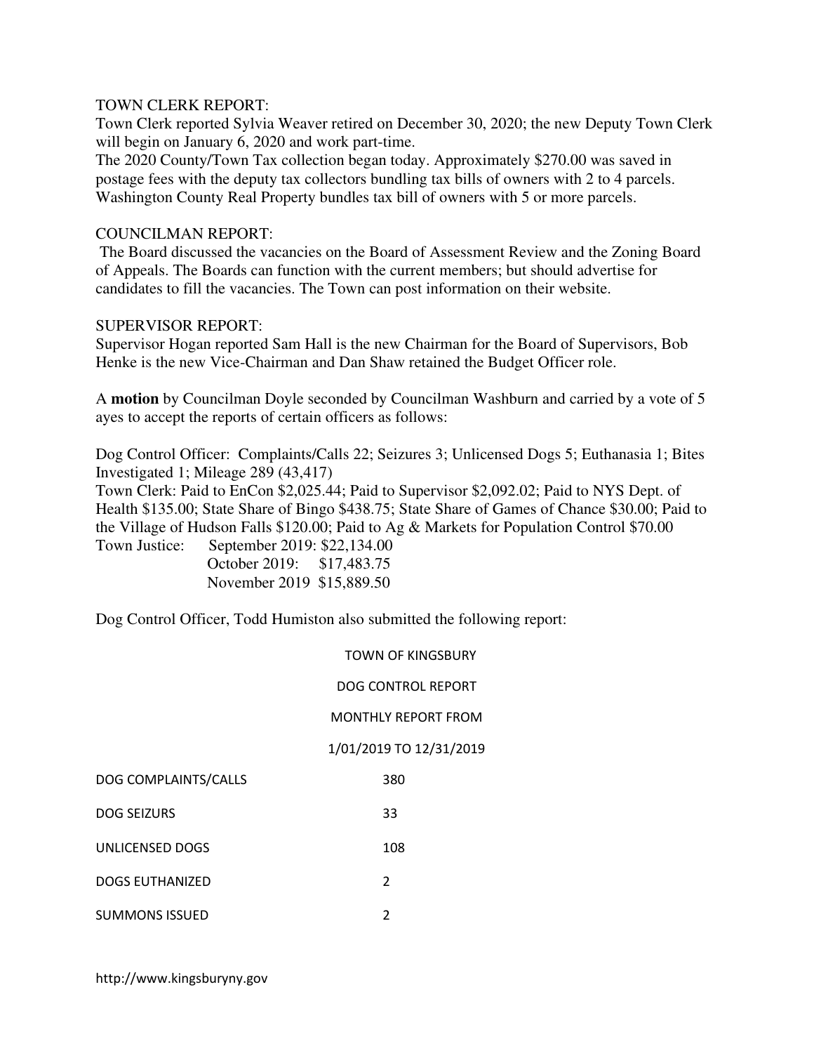TOWN CLERK REPORT:
Town Clerk reported Sylvia Weaver retired on December 30, 2020; the new Deputy Town Clerk will begin on January 6, 2020 and work part-time.
The 2020 County/Town Tax collection began today. Approximately $270.00 was saved in postage fees with the deputy tax collectors bundling tax bills of owners with 2 to 4 parcels. Washington County Real Property bundles tax bill of owners with 5 or more parcels.

COUNCILMAN REPORT:
The Board discussed the vacancies on the Board of Assessment Review and the Zoning Board of Appeals. The Boards can function with the current members; but should advertise for candidates to fill the vacancies. The Town can post information on their website.

SUPERVISOR REPORT:
Supervisor Hogan reported Sam Hall is the new Chairman for the Board of Supervisors, Bob Henke is the new Vice-Chairman and Dan Shaw retained the Budget Officer role.

A **motion** by Councilman Doyle seconded by Councilman Washburn and carried by a vote of 5 ayes to accept the reports of certain officers as follows:

Dog Control Officer: Complaints/Calls 22; Seizures 3; Unlicensed Dogs 5; Euthanasia 1; Bites Investigated 1; Mileage 289 (43,417)
Town Clerk: Paid to EnCon $2,025.44; Paid to Supervisor $2,092.02; Paid to NYS Dept. of Health $135.00; State Share of Bingo $438.75; State Share of Games of Chance $30.00; Paid to the Village of Hudson Falls $120.00; Paid to Ag & Markets for Population Control $70.00
Town Justice: September 2019: $22,134.00
October 2019: $17,483.75
November 2019 $15,889.50

Dog Control Officer, Todd Humiston also submitted the following report:

TOWN OF KINGSBURY

DOG CONTROL REPORT

MONTHLY REPORT FROM

1/01/2019 TO 12/31/2019

| | |
|---|---|
| DOG COMPLAINTS/CALLS | 380 |
| DOG SEIZURS | 33 |
| UNLICENSED DOGS | 108 |
| DOGS EUTHANIZED | 2 |
| SUMMONS ISSUED | 2 |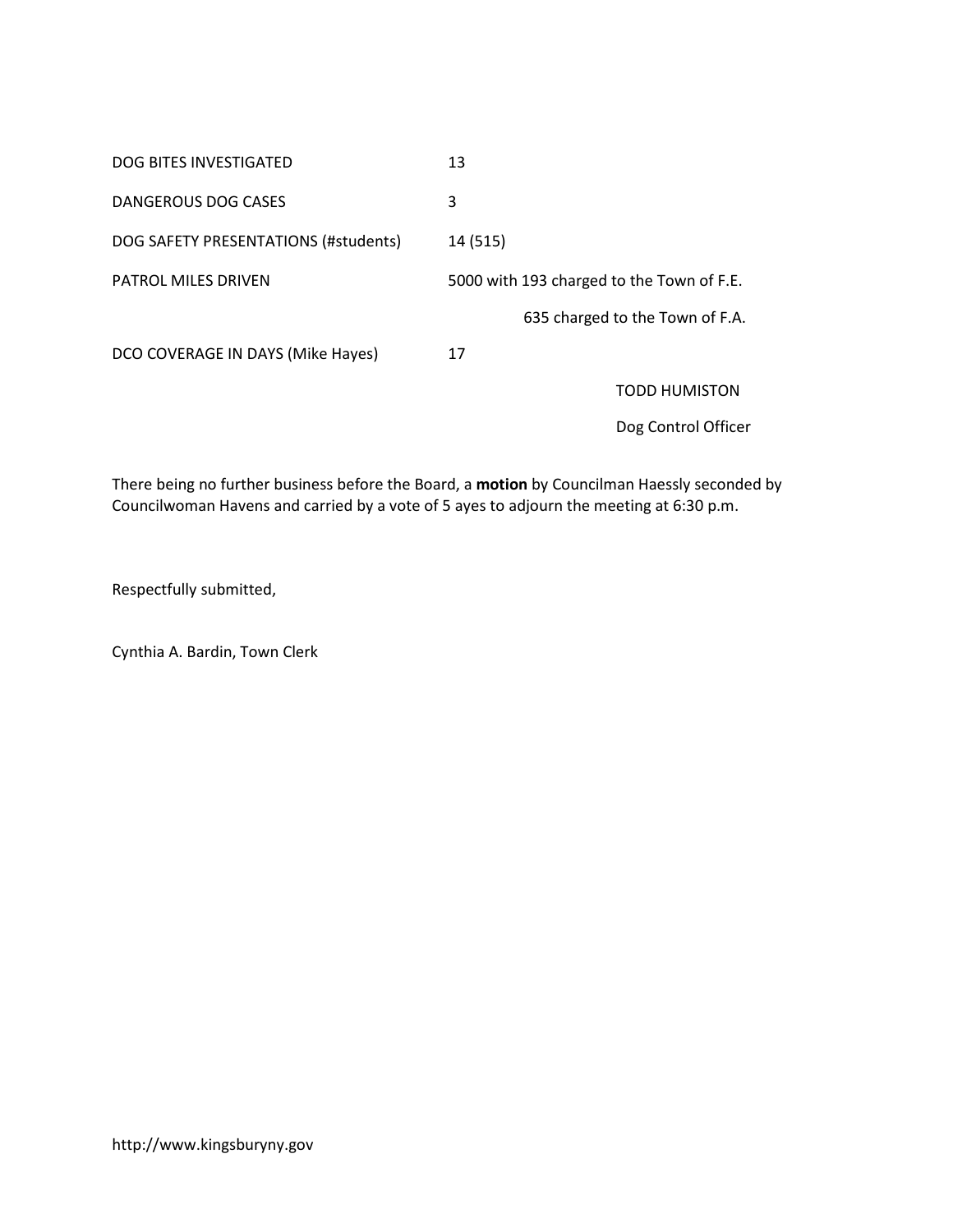| | |
|---|---|
| DOG BITES INVESTIGATED | 13 |
| DANGEROUS DOG CASES | 3 |
| DOG SAFETY PRESENTATIONS (#students) | 14 (515) |
| PATROL MILES DRIVEN | 5000 with 193 charged to the Town of F.E. |
| | 635 charged to the Town of F.A. |
| DCO COVERAGE IN DAYS (Mike Hayes) | 17 |

TODD HUMISTON

Dog Control Officer

There being no further business before the Board, a **motion** by Councilman Haessly seconded by Councilwoman Havens and carried by a vote of 5 ayes to adjourn the meeting at 6:30 p.m.

Respectfully submitted,

Cynthia A. Bardin, Town Clerk

http://www.kingsburyny.gov